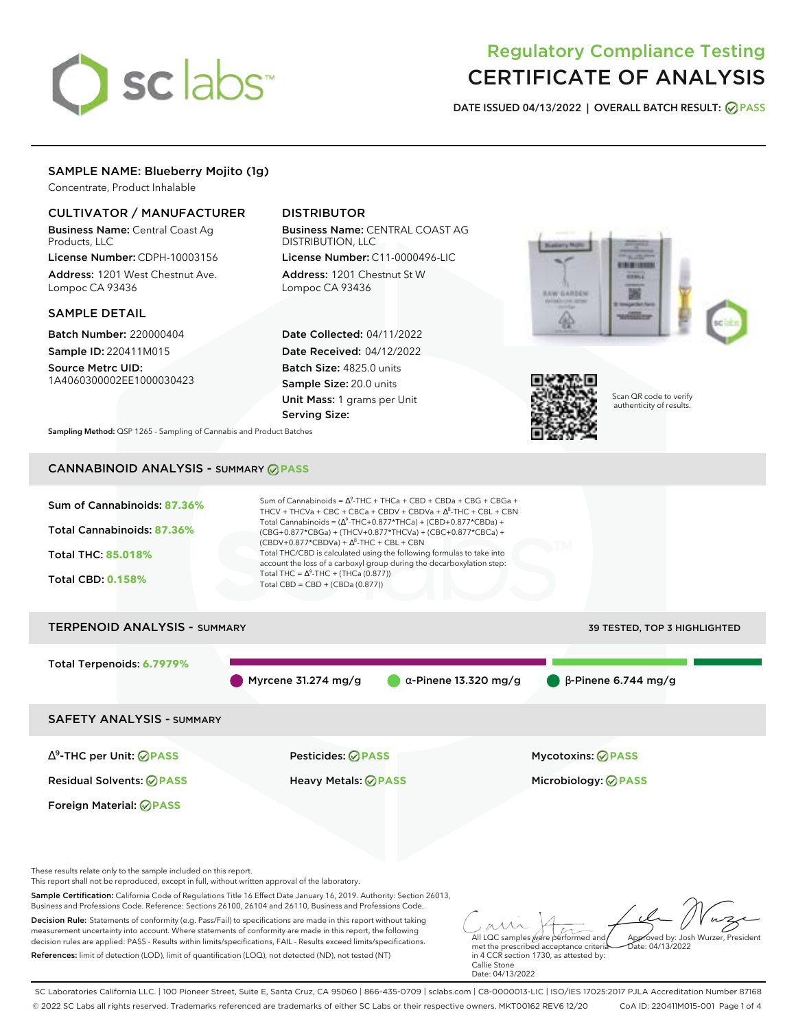# Regulatory Compliance Testing
# CERTIFICATE OF ANALYSIS

**DATE ISSUED** 04/13/2022 | **OVERALL BATCH RESULT:** PASS

## SAMPLE NAME: Blueberry Mojito (1g)

Concentrate, Product Inhalable

### CULTIVATOR / MANUFACTURER

**Business Name:** Central Coast Ag Products, LLC

**License Number:** CDPH-10003156

**Address:** 1201 West Chestnut Ave. Lompoc CA 93436

### DISTRIBUTOR

**Business Name:** CENTRAL COAST AG DISTRIBUTION, LLC

**License Number:** C11-0000496-LIC

**Address:** 1201 Chestnut St W Lompoc CA 93436

### SAMPLE DETAIL

**Batch Number:** 220000404

**Sample ID:** 220411M015

**Source Metrc UID:** 1A4060300002EE1000030423

**Date Collected:** 04/11/2022

**Date Received:** 04/12/2022

**Batch Size:** 4825.0 units

**Sample Size:** 20.0 units

**Unit Mass:** 1 grams per Unit

**Serving Size:**

Scan QR code to verify authenticity of results.

**Sampling Method:** QSP 1265 - Sampling of Cannabis and Product Batches

## CANNABINOID ANALYSIS - SUMMARY PASS

**Sum of Cannabinoids:** 87.36%

**Total Cannabinoids:** 87.36%

**Total THC:** 85.018%

**Total CBD:** 0.158%

Sum of Cannabinoids = $\Delta^9$-THC + THCa + CBD + CBDa + CBG + CBGa + THCV + THCVa + CBC + CBCa + CBDV + CBDVa + $\Delta^8$-THC + CBL + CBN

Total Cannabinoids = ($\Delta^9$-THC+0.877*THCa) + (CBD+0.877*CBDa) + (CBG+0.877*CBGa) + (THCV+0.877*THCVa) + (CBC+0.877*CBCa) + (CBDV+0.877*CBDVa) + $\Delta^8$-THC + CBL + CBN

Total THC/CBD is calculated using the following formulas to take into account the loss of a carboxyl group during the decarboxylation step:

Total THC = $\Delta^9$-THC + (THCa (0.877))

Total CBD = CBD + (CBDa (0.877))

## TERPENOID ANALYSIS - SUMMARY

39 TESTED, TOP 3 HIGHLIGHTED

**Total Terpenoids:** 6.7979%

Myrcene 31.274 mg/g | α-Pinene 13.320 mg/g | β-Pinene 6.744 mg/g

## SAFETY ANALYSIS - SUMMARY

| | | |
|---|---|---|
| $\Delta^9$-THC per Unit: PASS | Pesticides: PASS | Mycotoxins: PASS |
| Residual Solvents: PASS | Heavy Metals: PASS | Microbiology: PASS |
| Foreign Material: PASS | | |

These results relate only to the sample included on this report.
This report shall not be reproduced, except in full, without written approval of the laboratory.

**Sample Certification:** California Code of Regulations Title 16 Effect Date January 16, 2019. Authority: Section 26013, Business and Professions Code. Reference: Sections 26100, 26104 and 26110, Business and Professions Code.

**Decision Rule:** Statements of conformity (e.g. Pass/Fail) to specifications are made in this report without taking measurement uncertainty into account. Where statements of conformity are made in this report, the following decision rules are applied: PASS - Results within limits/specifications, FAIL - Results exceed limits/specifications.

**References:** limit of detection (LOD), limit of quantification (LOQ), not detected (ND), not tested (NT)

All LQC samples were performed and met the prescribed acceptance criteria in 4 CCR section 1730, as attested by: Callie Stone
Date: 04/13/2022

Approved by: Josh Wurzer, President
Date: 04/13/2022

SC Laboratories California LLC. | 100 Pioneer Street, Suite E, Santa Cruz, CA 95060 | 866-435-0709 | sclabs.com | C8-0000013-LIC | ISO/IES 17025:2017 PJLA Accreditation Number 87168
© 2022 SC Labs all rights reserved. Trademarks referenced are trademarks of either SC Labs or their respective owners. MKT00162 REV6 12/20 CoA ID: 220411M015-001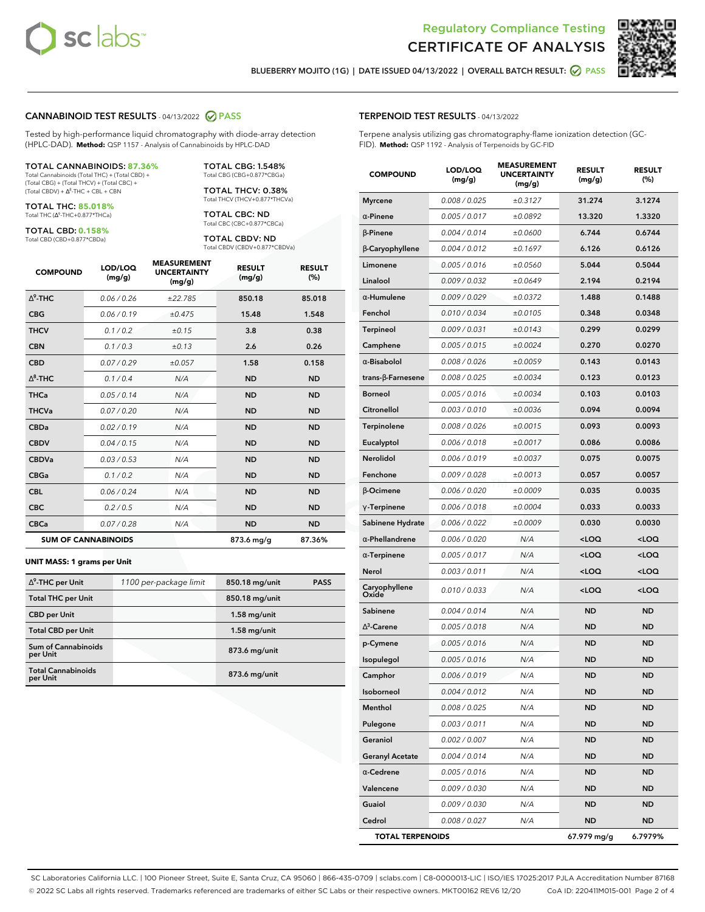# Regulatory Compliance Testing
# CERTIFICATE OF ANALYSIS

BLUEBERRY MOJITO (1G) | DATE ISSUED 04/13/2022 | OVERALL BATCH RESULT: PASS

## CANNABINOID TEST RESULTS - 04/13/2022 PASS

Tested by high-performance liquid chromatography with diode-array detection (HPLC-DAD). **Method:** QSP 1157 - Analysis of Cannabinoids by HPLC-DAD

**TOTAL CANNABINOIDS: 87.36%**
Total Cannabinoids (Total THC) + (Total CBD) + (Total CBG) + (Total THCV) + (Total CBC) + (Total CBDV) + $\Delta^8$-THC + CBL + CBN

**TOTAL THC: 85.018%**
Total THC ($\Delta^9$-THC+0.877*THCa)

**TOTAL CBD: 0.158%**
Total CBD (CBD+0.877*CBDa)

**TOTAL CBG: 1.548%**
Total CBG (CBG+0.877*CBGa)

**TOTAL THCV: 0.38%**
Total THCV (THCV+0.877*THCVa)

**TOTAL CBC: ND**
Total CBC (CBC+0.877*CBCa)

**TOTAL CBDV: ND**
Total CBDV (CBDV+0.877*CBDVa)

| COMPOUND | LOD/LOQ (mg/g) | MEASUREMENT UNCERTAINTY (mg/g) | RESULT (mg/g) | RESULT (%) |
|---|---|---|---|---|
| $\Delta^9$-THC | 0.06 / 0.26 | ±22.785 | 850.18 | 85.018 |
| CBG | 0.06 / 0.19 | ±0.475 | 15.48 | 1.548 |
| THCV | 0.1 / 0.2 | ±0.15 | 3.8 | 0.38 |
| CBN | 0.1 / 0.3 | ±0.13 | 2.6 | 0.26 |
| CBD | 0.07 / 0.29 | ±0.057 | 1.58 | 0.158 |
| $\Delta^8$-THC | 0.1 / 0.4 | N/A | ND | ND |
| THCa | 0.05 / 0.14 | N/A | ND | ND |
| THCVa | 0.07 / 0.20 | N/A | ND | ND |
| CBDa | 0.02 / 0.19 | N/A | ND | ND |
| CBDV | 0.04 / 0.15 | N/A | ND | ND |
| CBDVa | 0.03 / 0.53 | N/A | ND | ND |
| CBGa | 0.1 / 0.2 | N/A | ND | ND |
| CBL | 0.06 / 0.24 | N/A | ND | ND |
| CBC | 0.2 / 0.5 | N/A | ND | ND |
| CBCa | 0.07 / 0.28 | N/A | ND | ND |
| **SUM OF CANNABINOIDS** | | | 873.6 mg/g | 87.36% |

**UNIT MASS: 1 grams per Unit**

| | | | |
|---|---|---|---|
| $\Delta^9$-THC per Unit | 1100 per-package limit | 850.18 mg/unit | PASS |
| Total THC per Unit | | 850.18 mg/unit | |
| CBD per Unit | | 1.58 mg/unit | |
| Total CBD per Unit | | 1.58 mg/unit | |
| Sum of Cannabinoids per Unit | | 873.6 mg/unit | |
| Total Cannabinoids per Unit | | 873.6 mg/unit | |

## TERPENOID TEST RESULTS - 04/13/2022

Terpene analysis utilizing gas chromatography-flame ionization detection (GC-FID). **Method:** QSP 1192 - Analysis of Terpenoids by GC-FID

| COMPOUND | LOD/LOQ (mg/g) | MEASUREMENT UNCERTAINTY (mg/g) | RESULT (mg/g) | RESULT (%) |
|---|---|---|---|---|
| Myrcene | 0.008 / 0.025 | ±0.3127 | 31.274 | 3.1274 |
| α-Pinene | 0.005 / 0.017 | ±0.0892 | 13.320 | 1.3320 |
| β-Pinene | 0.004 / 0.014 | ±0.0600 | 6.744 | 0.6744 |
| β-Caryophyllene | 0.004 / 0.012 | ±0.1697 | 6.126 | 0.6126 |
| Limonene | 0.005 / 0.016 | ±0.0560 | 5.044 | 0.5044 |
| Linalool | 0.009 / 0.032 | ±0.0649 | 2.194 | 0.2194 |
| α-Humulene | 0.009 / 0.029 | ±0.0372 | 1.488 | 0.1488 |
| Fenchol | 0.010 / 0.034 | ±0.0105 | 0.348 | 0.0348 |
| Terpineol | 0.009 / 0.031 | ±0.0143 | 0.299 | 0.0299 |
| Camphene | 0.005 / 0.015 | ±0.0024 | 0.270 | 0.0270 |
| α-Bisabolol | 0.008 / 0.026 | ±0.0059 | 0.143 | 0.0143 |
| trans-β-Farnesene | 0.008 / 0.025 | ±0.0034 | 0.123 | 0.0123 |
| Borneol | 0.005 / 0.016 | ±0.0034 | 0.103 | 0.0103 |
| Citronellol | 0.003 / 0.010 | ±0.0036 | 0.094 | 0.0094 |
| Terpinolene | 0.008 / 0.026 | ±0.0015 | 0.093 | 0.0093 |
| Eucalyptol | 0.006 / 0.018 | ±0.0017 | 0.086 | 0.0086 |
| Nerolidol | 0.006 / 0.019 | ±0.0037 | 0.075 | 0.0075 |
| Fenchone | 0.009 / 0.028 | ±0.0013 | 0.057 | 0.0057 |
| β-Ocimene | 0.006 / 0.020 | ±0.0009 | 0.035 | 0.0035 |
| γ-Terpinene | 0.006 / 0.018 | ±0.0004 | 0.033 | 0.0033 |
| Sabinene Hydrate | 0.006 / 0.022 | ±0.0009 | 0.030 | 0.0030 |
| α-Phellandrene | 0.006 / 0.020 | N/A | <LOQ | <LOQ |
| α-Terpinene | 0.005 / 0.017 | N/A | <LOQ | <LOQ |
| Nerol | 0.003 / 0.011 | N/A | <LOQ | <LOQ |
| Caryophyllene Oxide | 0.010 / 0.033 | N/A | <LOQ | <LOQ |
| Sabinene | 0.004 / 0.014 | N/A | ND | ND |
| $\Delta^3$-Carene | 0.005 / 0.018 | N/A | ND | ND |
| p-Cymene | 0.005 / 0.016 | N/A | ND | ND |
| Isopulegol | 0.005 / 0.016 | N/A | ND | ND |
| Camphor | 0.006 / 0.019 | N/A | ND | ND |
| Isoborneol | 0.004 / 0.012 | N/A | ND | ND |
| Menthol | 0.008 / 0.025 | N/A | ND | ND |
| Pulegone | 0.003 / 0.011 | N/A | ND | ND |
| Geraniol | 0.002 / 0.007 | N/A | ND | ND |
| Geranyl Acetate | 0.004 / 0.014 | N/A | ND | ND |
| α-Cedrene | 0.005 / 0.016 | N/A | ND | ND |
| Valencene | 0.009 / 0.030 | N/A | ND | ND |
| Guaiol | 0.009 / 0.030 | N/A | ND | ND |
| Cedrol | 0.008 / 0.027 | N/A | ND | ND |
| **TOTAL TERPENOIDS** | | | 67.979 mg/g | 6.7979% |

SC Laboratories California LLC. | 100 Pioneer Street, Suite E, Santa Cruz, CA 95060 | 866-435-0709 | sclabs.com | C8-0000013-LIC | ISO/IES 17025:2017 PJLA Accreditation Number 87168
© 2022 SC Labs all rights reserved. Trademarks referenced are trademarks of either SC Labs or their respective owners. MKT00162 REV6 12/20 CoA ID: 220411M015-001